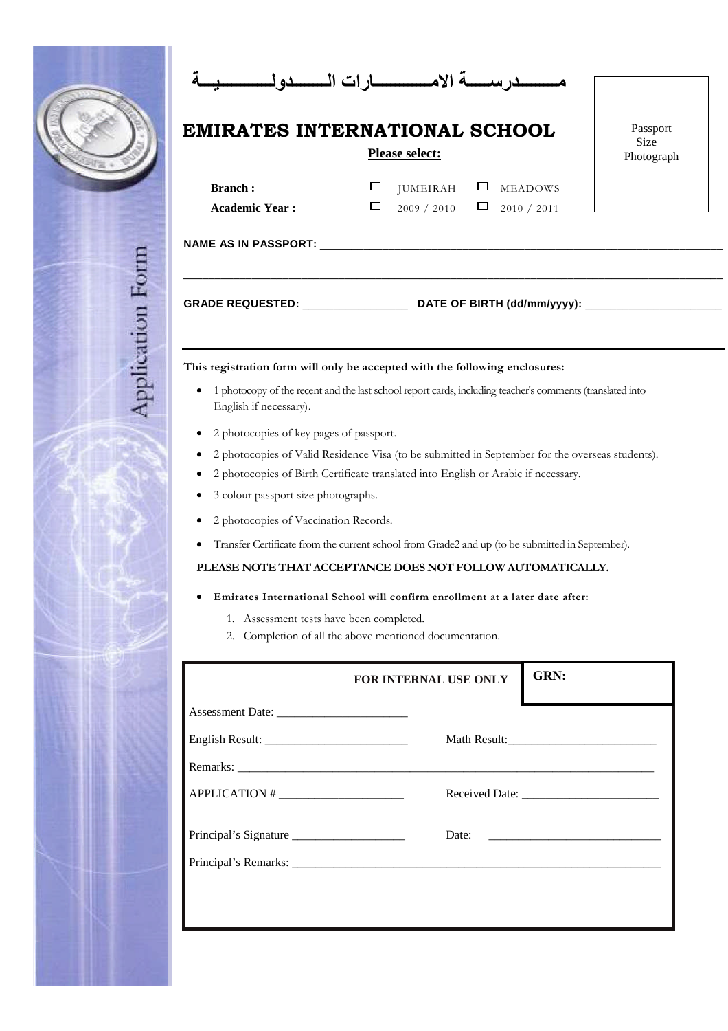Application Form

# مـــــــدرســـــة الامـــــــــــــــارات الـــــــدولـــــــــيـــــة

# EMIRATES INTERNATIONAL SCHOOL

Passport Size Photograph

**Please select:**

**Branch :** ☐ JUMEIRAH ☐ MEADOWS

**Academic Year :** ☐ 2009 / 2010 ☐ 2010 / 2011

**NAME AS IN PASSPORT:** ____________________________________________________________

__________________________________________________________________________________

**GRADE REQUESTED:** ________________ **DATE OF BIRTH (dd/mm/yyyy):** ______________________

---

**This registration form will only be accepted with the following enclosures:**

- 1 photocopy of the recent and the last school report cards, including teacher's comments (translated into English if necessary).
- 2 photocopies of key pages of passport.
- 2 photocopies of Valid Residence Visa (to be submitted in September for the overseas students).
- 2 photocopies of Birth Certificate translated into English or Arabic if necessary.
- 3 colour passport size photographs.
- 2 photocopies of Vaccination Records.
- Transfer Certificate from the current school from Grade2 and up (to be submitted in September).

**PLEASE NOTE THAT ACCEPTANCE DOES NOT FOLLOW AUTOMATICALLY.**

- **Emirates International School will confirm enrollment at a later date after:**
  1. Assessment tests have been completed.
  2. Completion of all the above mentioned documentation.

**FOR INTERNAL USE ONLY** | **GRN:**

Assessment Date: ______________________

English Result: ________________________ Math Result:________________________

Remarks: __________________________________________________________________________

APPLICATION # ____________________ Received Date: ______________________

Principal's Signature ___________________ Date: ____________________________

Principal's Remarks: ______________________________________________________________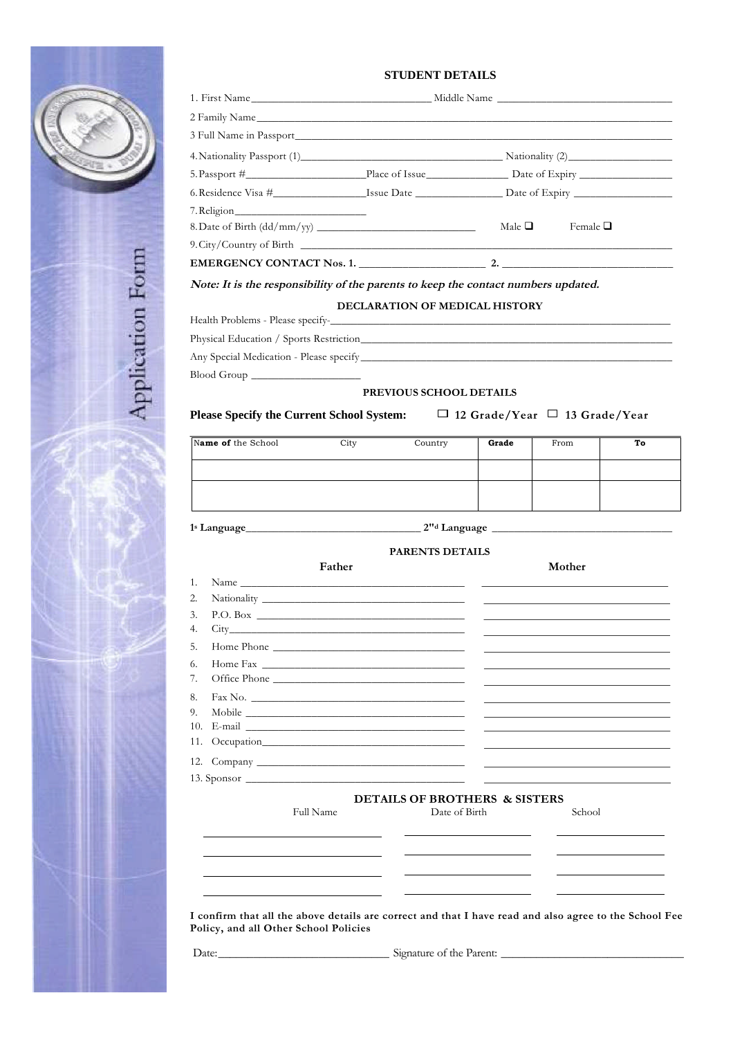Application Form

## STUDENT DETAILS

1. First Name\_\_\_\_\_\_\_\_\_\_\_\_\_\_\_\_\_\_\_\_\_\_\_\_\_\_\_\_\_\_ Middle Name \_\_\_\_\_\_\_\_\_\_\_\_\_\_\_\_\_\_\_\_\_\_\_\_\_\_\_\_\_\_

2 Family Name\_\_\_\_\_\_\_\_\_\_\_\_\_\_\_\_\_\_\_\_\_\_\_\_\_\_\_\_\_\_\_\_\_\_\_\_\_\_\_\_\_\_\_\_\_\_\_\_\_\_\_\_\_\_\_\_\_\_\_\_\_\_

3 Full Name in Passport\_\_\_\_\_\_\_\_\_\_\_\_\_\_\_\_\_\_\_\_\_\_\_\_\_\_\_\_\_\_\_\_\_\_\_\_\_\_\_\_\_\_\_\_\_\_\_\_\_\_\_\_\_\_

4. Nationality Passport (1)\_\_\_\_\_\_\_\_\_\_\_\_\_\_\_\_\_\_\_\_\_\_\_\_\_\_\_\_\_\_\_\_ Nationality (2)\_\_\_\_\_\_\_\_\_\_\_\_\_\_\_\_\_\_

5. Passport #\_\_\_\_\_\_\_\_\_\_\_\_\_\_\_\_\_\_\_\_\_Place of Issue\_\_\_\_\_\_\_\_\_\_\_\_\_\_\_ Date of Expiry \_\_\_\_\_\_\_\_\_\_\_\_\_\_\_\_

6. Residence Visa #\_\_\_\_\_\_\_\_\_\_\_\_\_\_\_\_\_Issue Date \_\_\_\_\_\_\_\_\_\_\_\_\_\_\_\_ Date of Expiry \_\_\_\_\_\_\_\_\_\_\_\_\_\_\_\_\_

7. Religion\_\_\_\_\_\_\_\_\_\_\_\_\_\_\_\_\_\_\_\_\_\_\_\_

8. Date of Birth (dd/mm/yy) \_\_\_\_\_\_\_\_\_\_\_\_\_\_\_\_\_\_\_\_\_\_\_\_\_\_\_\_ Male ❑ Female ❑

9. City/Country of Birth \_\_\_\_\_\_\_\_\_\_\_\_\_\_\_\_\_\_\_\_\_\_\_\_\_\_\_\_\_\_\_\_\_\_\_\_\_\_\_\_\_\_\_\_\_\_\_\_\_\_\_\_\_\_\_\_

**EMERGENCY CONTACT Nos. 1.** \_\_\_\_\_\_\_\_\_\_\_\_\_\_\_\_\_\_\_\_\_\_ **2.** \_\_\_\_\_\_\_\_\_\_\_\_\_\_\_\_\_\_\_\_\_\_\_\_\_\_\_\_\_\_

***Note: It is the responsibility of the parents to keep the contact numbers updated.***

## DECLARATION OF MEDICAL HISTORY

Health Problems - Please specify-\_\_\_\_\_\_\_\_\_\_\_\_\_\_\_\_\_\_\_\_\_\_\_\_\_\_\_\_\_\_\_\_\_\_\_\_\_\_\_\_\_\_\_\_\_\_\_\_\_\_\_\_

Physical Education / Sports Restriction\_\_\_\_\_\_\_\_\_\_\_\_\_\_\_\_\_\_\_\_\_\_\_\_\_\_\_\_\_\_\_\_\_\_\_\_\_\_\_\_\_\_\_\_\_\_\_

Any Special Medication - Please specify\_\_\_\_\_\_\_\_\_\_\_\_\_\_\_\_\_\_\_\_\_\_\_\_\_\_\_\_\_\_\_\_\_\_\_\_\_\_\_\_\_\_\_\_\_\_\_

Blood Group \_\_\_\_\_\_\_\_\_\_\_\_\_\_\_\_\_\_\_

## PREVIOUS SCHOOL DETAILS

**Please Specify the Current School System:** ☐ **12 Grade/Year** ☐ **13 Grade/Year**

| Name of the School | City | Country | Grade | From | To |
|---|---|---|---|---|---|
| | | | | | |
| | | | | | |

**1s Language**\_\_\_\_\_\_\_\_\_\_\_\_\_\_\_\_\_\_\_\_\_\_\_\_\_\_\_\_\_\_ **2"d Language** \_\_\_\_\_\_\_\_\_\_\_\_\_\_\_\_\_\_\_\_\_\_\_\_\_\_\_\_\_\_\_

## PARENTS DETAILS

| | Father | Mother |
|---|---|---|
| 1. Name | | |
| 2. Nationality | | |
| 3. P.O. Box | | |
| 4. City | | |
| 5. Home Phone | | |
| 6. Home Fax | | |
| 7. Office Phone | | |
| 8. Fax No. | | |
| 9. Mobile | | |
| 10. E-mail | | |
| 11. Occupation | | |
| 12. Company | | |
| 13. Sponsor | | |

## DETAILS OF BROTHERS & SISTERS

| Full Name | Date of Birth | School |
|---|---|---|
| | | |
| | | |
| | | |
| | | |

**I confirm that all the above details are correct and that I have read and also agree to the School Fee Policy, and all Other School Policies**

Date:\_\_\_\_\_\_\_\_\_\_\_\_\_\_\_\_\_\_\_\_\_\_\_\_\_\_\_\_ Signature of the Parent: \_\_\_\_\_\_\_\_\_\_\_\_\_\_\_\_\_\_\_\_\_\_\_\_\_\_\_\_\_\_